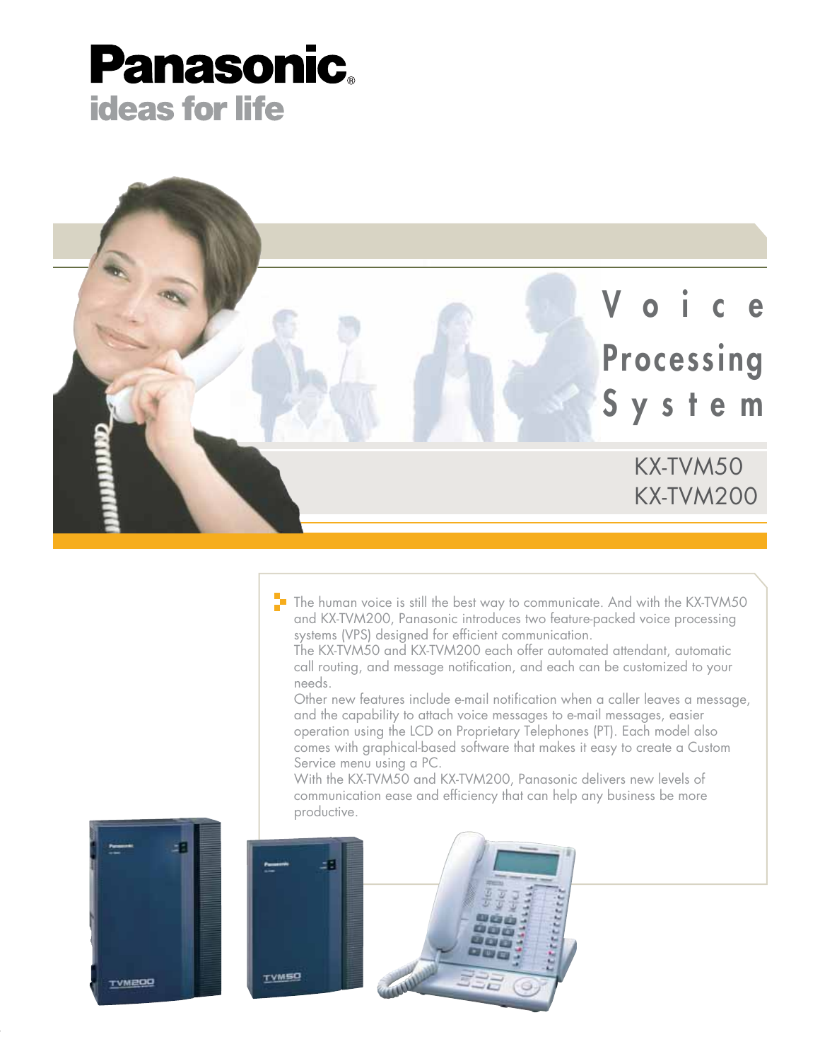# Panasonic
ideas for life

# Voice Processing System

## KX-TVM50
## KX-TVM200

The human voice is still the best way to communicate. And with the KX-TVM50 and KX-TVM200, Panasonic introduces two feature-packed voice processing systems (VPS) designed for efficient communication.

The KX-TVM50 and KX-TVM200 each offer automated attendant, automatic call routing, and message notification, and each can be customized to your needs.

Other new features include e-mail notification when a caller leaves a message, and the capability to attach voice messages to e-mail messages, easier operation using the LCD on Proprietary Telephones (PT). Each model also comes with graphical-based software that makes it easy to create a Custom Service menu using a PC.

With the KX-TVM50 and KX-TVM200, Panasonic delivers new levels of communication ease and efficiency that can help any business be more productive.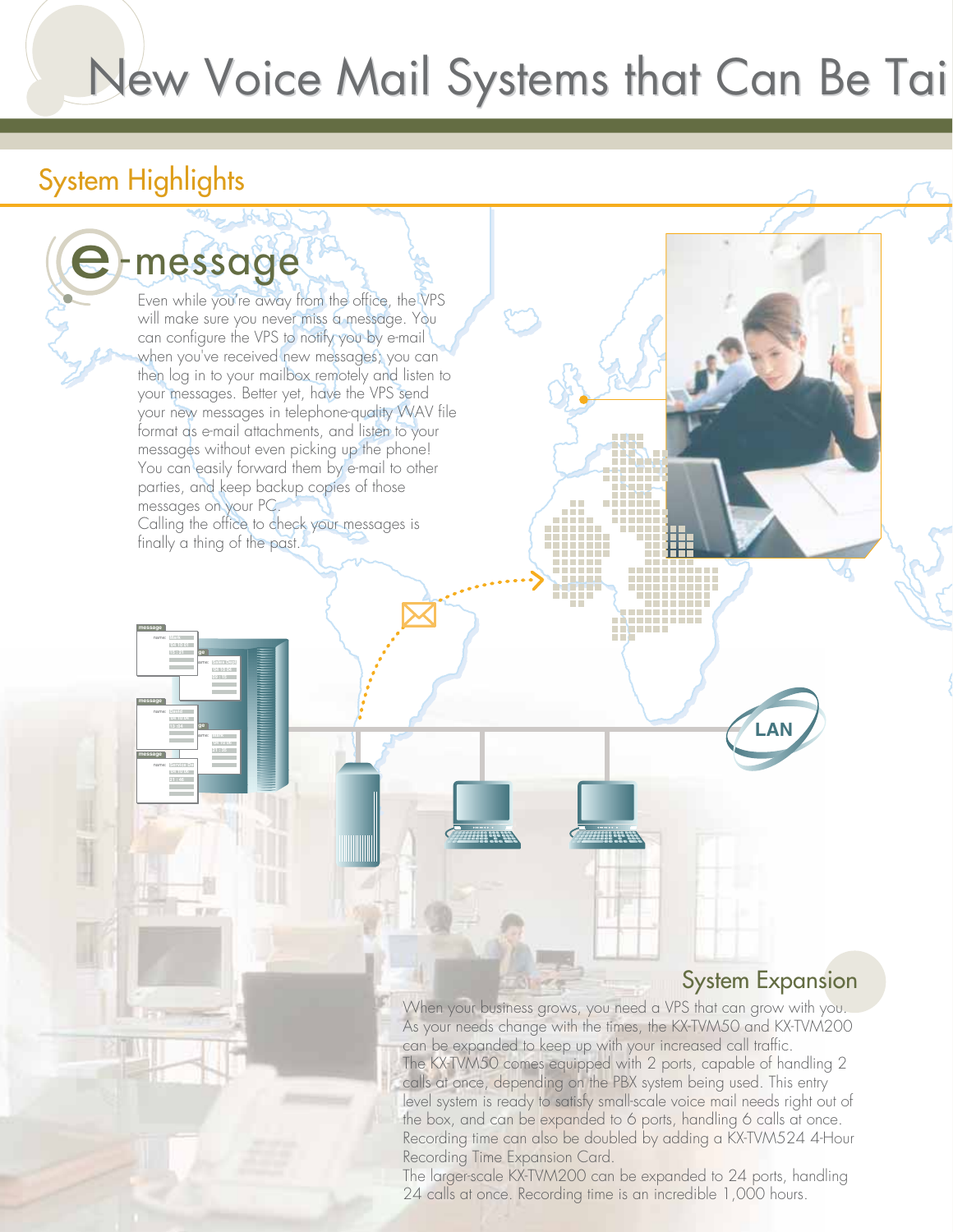# New Voice Mail Systems that Can Be Tai

## System Highlights

### e-message

Even while you're away from the office, the VPS will make sure you never miss a message. You can configure the VPS to notify you by e-mail when you've received new messages; you can then log in to your mailbox remotely and listen to your messages. Better yet, have the VPS send your new messages in telephone-quality WAV file format as e-mail attachments, and listen to your messages without even picking up the phone! You can easily forward them by e-mail to other parties, and keep backup copies of those messages on your PC.
Calling the office to check your messages is finally a thing of the past.

LAN

### System Expansion

When your business grows, you need a VPS that can grow with you. As your needs change with the times, the KX-TVM50 and KX-TVM200 can be expanded to keep up with your increased call traffic.
The KX-TVM50 comes equipped with 2 ports, capable of handling 2 calls at once, depending on the PBX system being used. This entry level system is ready to satisfy small-scale voice mail needs right out of the box, and can be expanded to 6 ports, handling 6 calls at once. Recording time can also be doubled by adding a KX-TVM524 4-Hour Recording Time Expansion Card.
The larger-scale KX-TVM200 can be expanded to 24 ports, handling 24 calls at once. Recording time is an incredible 1,000 hours.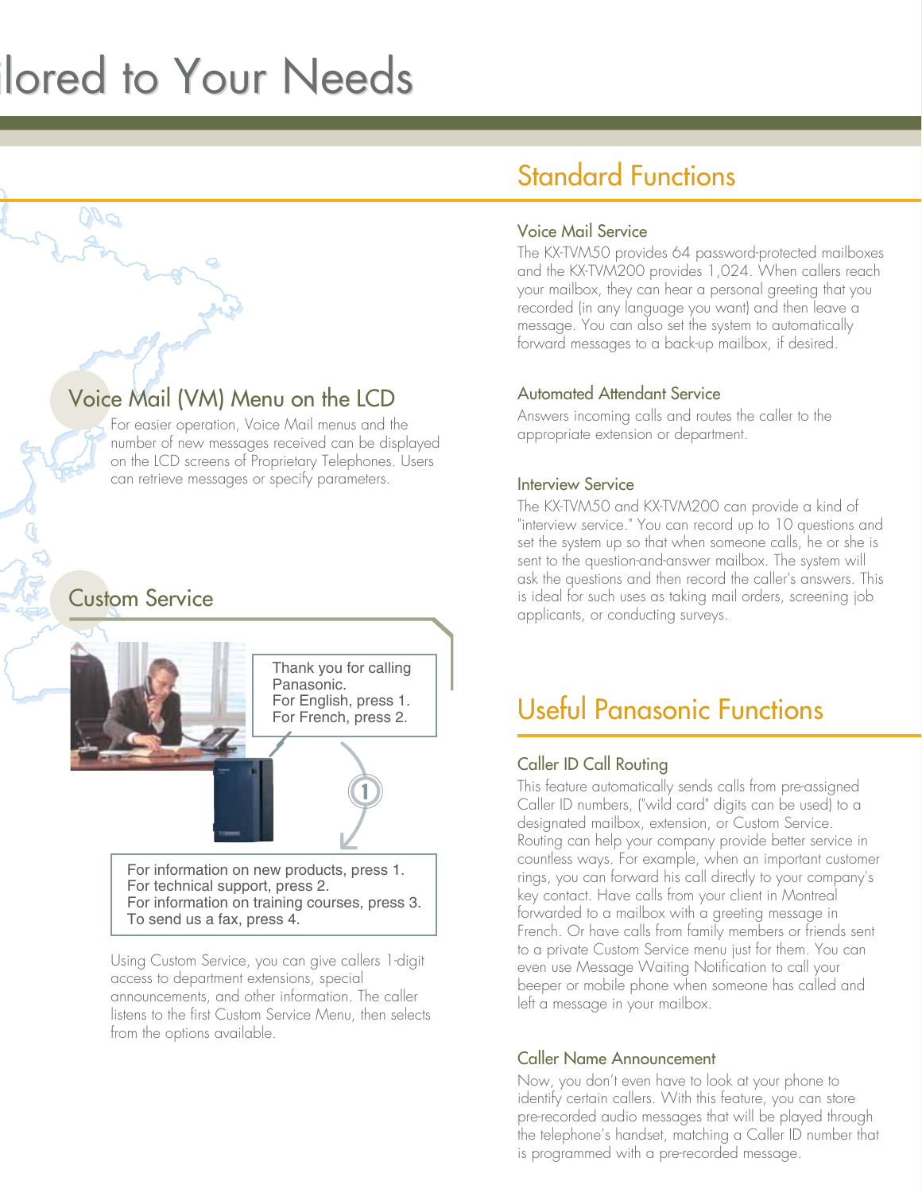# ...ilored to Your Needs

## Voice Mail (VM) Menu on the LCD

For easier operation, Voice Mail menus and the number of new messages received can be displayed on the LCD screens of Proprietary Telephones. Users can retrieve messages or specify parameters.

## Custom Service

Thank you for calling Panasonic.
For English, press 1.
For French, press 2.

For information on new products, press 1.
For technical support, press 2.
For information on training courses, press 3.
To send us a fax, press 4.

Using Custom Service, you can give callers 1-digit access to department extensions, special announcements, and other information. The caller listens to the first Custom Service Menu, then selects from the options available.

## Standard Functions

### Voice Mail Service

The KX-TVM50 provides 64 password-protected mailboxes and the KX-TVM200 provides 1,024. When callers reach your mailbox, they can hear a personal greeting that you recorded (in any language you want) and then leave a message. You can also set the system to automatically forward messages to a back-up mailbox, if desired.

### Automated Attendant Service

Answers incoming calls and routes the caller to the appropriate extension or department.

### Interview Service

The KX-TVM50 and KX-TVM200 can provide a kind of "interview service." You can record up to 10 questions and set the system up so that when someone calls, he or she is sent to the question-and-answer mailbox. The system will ask the questions and then record the caller's answers. This is ideal for such uses as taking mail orders, screening job applicants, or conducting surveys.

## Useful Panasonic Functions

### Caller ID Call Routing

This feature automatically sends calls from pre-assigned Caller ID numbers, ("wild card" digits can be used) to a designated mailbox, extension, or Custom Service. Routing can help your company provide better service in countless ways. For example, when an important customer rings, you can forward his call directly to your company's key contact. Have calls from your client in Montreal forwarded to a mailbox with a greeting message in French. Or have calls from family members or friends sent to a private Custom Service menu just for them. You can even use Message Waiting Notification to call your beeper or mobile phone when someone has called and left a message in your mailbox.

### Caller Name Announcement

Now, you don't even have to look at your phone to identify certain callers. With this feature, you can store pre-recorded audio messages that will be played through the telephone's handset, matching a Caller ID number that is programmed with a pre-recorded message.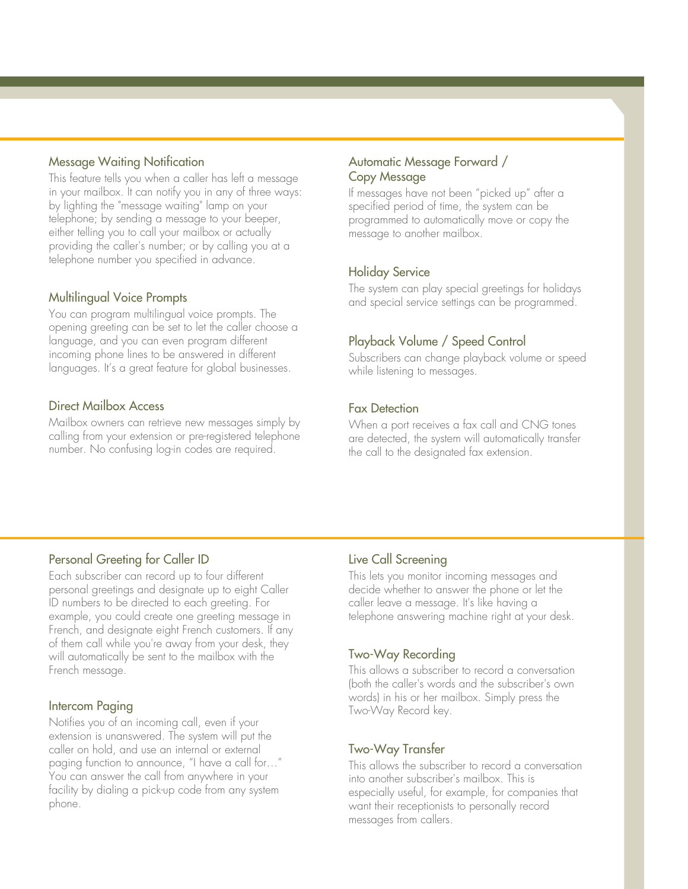### Message Waiting Notification

This feature tells you when a caller has left a message in your mailbox. It can notify you in any of three ways: by lighting the "message waiting" lamp on your telephone; by sending a message to your beeper, either telling you to call your mailbox or actually providing the caller's number; or by calling you at a telephone number you specified in advance.

### Multilingual Voice Prompts

You can program multilingual voice prompts. The opening greeting can be set to let the caller choose a language, and you can even program different incoming phone lines to be answered in different languages. It's a great feature for global businesses.

### Direct Mailbox Access

Mailbox owners can retrieve new messages simply by calling from your extension or pre-registered telephone number. No confusing log-in codes are required.

### Automatic Message Forward / Copy Message

If messages have not been "picked up" after a specified period of time, the system can be programmed to automatically move or copy the message to another mailbox.

### Holiday Service

The system can play special greetings for holidays and special service settings can be programmed.

### Playback Volume / Speed Control

Subscribers can change playback volume or speed while listening to messages.

### Fax Detection

When a port receives a fax call and CNG tones are detected, the system will automatically transfer the call to the designated fax extension.

### Personal Greeting for Caller ID

Each subscriber can record up to four different personal greetings and designate up to eight Caller ID numbers to be directed to each greeting. For example, you could create one greeting message in French, and designate eight French customers. If any of them call while you're away from your desk, they will automatically be sent to the mailbox with the French message.

### Intercom Paging

Notifies you of an incoming call, even if your extension is unanswered. The system will put the caller on hold, and use an internal or external paging function to announce, "I have a call for…" You can answer the call from anywhere in your facility by dialing a pick-up code from any system phone.

### Live Call Screening

This lets you monitor incoming messages and decide whether to answer the phone or let the caller leave a message. It's like having a telephone answering machine right at your desk.

### Two-Way Recording

This allows a subscriber to record a conversation (both the caller's words and the subscriber's own words) in his or her mailbox. Simply press the Two-Way Record key.

### Two-Way Transfer

This allows the subscriber to record a conversation into another subscriber's mailbox. This is especially useful, for example, for companies that want their receptionists to personally record messages from callers.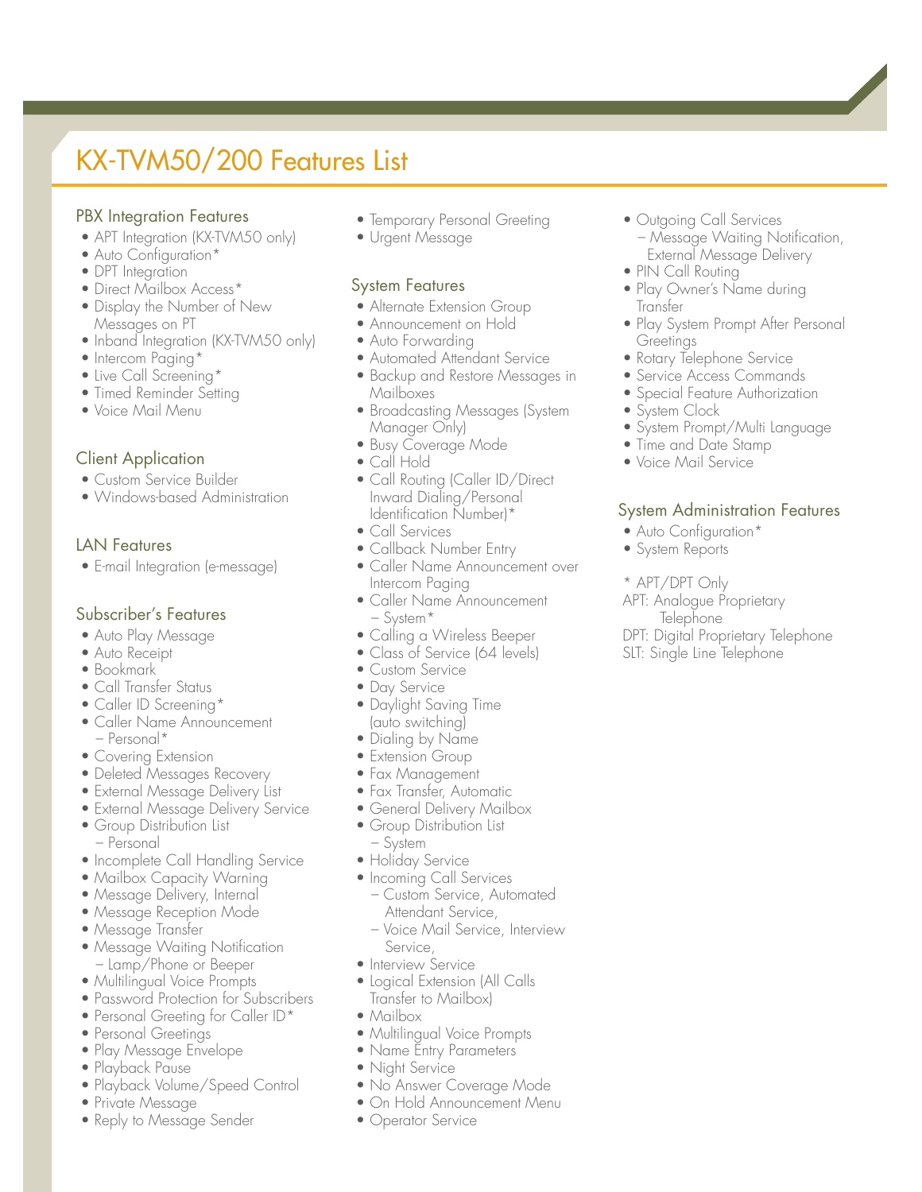# KX-TVM50/200 Features List

## PBX Integration Features

- APT Integration (KX-TVM50 only)
- Auto Configuration*
- DPT Integration
- Direct Mailbox Access*
- Display the Number of New Messages on PT
- Inband Integration (KX-TVM50 only)
- Intercom Paging*
- Live Call Screening*
- Timed Reminder Setting
- Voice Mail Menu

## Client Application

- Custom Service Builder
- Windows-based Administration

## LAN Features

- E-mail Integration (e-message)

## Subscriber's Features

- Auto Play Message
- Auto Receipt
- Bookmark
- Call Transfer Status
- Caller ID Screening*
- Caller Name Announcement – Personal*
- Covering Extension
- Deleted Messages Recovery
- External Message Delivery List
- External Message Delivery Service
- Group Distribution List – Personal
- Incomplete Call Handling Service
- Mailbox Capacity Warning
- Message Delivery, Internal
- Message Reception Mode
- Message Transfer
- Message Waiting Notification – Lamp/Phone or Beeper
- Multilingual Voice Prompts
- Password Protection for Subscribers
- Personal Greeting for Caller ID*
- Personal Greetings
- Play Message Envelope
- Playback Pause
- Playback Volume/Speed Control
- Private Message
- Reply to Message Sender
- Temporary Personal Greeting
- Urgent Message

## System Features

- Alternate Extension Group
- Announcement on Hold
- Auto Forwarding
- Automated Attendant Service
- Backup and Restore Messages in Mailboxes
- Broadcasting Messages (System Manager Only)
- Busy Coverage Mode
- Call Hold
- Call Routing (Caller ID/Direct Inward Dialing/Personal Identification Number)*
- Call Services
- Callback Number Entry
- Caller Name Announcement over Intercom Paging
- Caller Name Announcement – System*
- Calling a Wireless Beeper
- Class of Service (64 levels)
- Custom Service
- Day Service
- Daylight Saving Time (auto switching)
- Dialing by Name
- Extension Group
- Fax Management
- Fax Transfer, Automatic
- General Delivery Mailbox
- Group Distribution List – System
- Holiday Service
- Incoming Call Services
  - Custom Service, Automated Attendant Service,
  - Voice Mail Service, Interview Service,
- Interview Service
- Logical Extension (All Calls Transfer to Mailbox)
- Mailbox
- Multilingual Voice Prompts
- Name Entry Parameters
- Night Service
- No Answer Coverage Mode
- On Hold Announcement Menu
- Operator Service
- Outgoing Call Services
  - Message Waiting Notification, External Message Delivery
- PIN Call Routing
- Play Owner's Name during Transfer
- Play System Prompt After Personal Greetings
- Rotary Telephone Service
- Service Access Commands
- Special Feature Authorization
- System Clock
- System Prompt/Multi Language
- Time and Date Stamp
- Voice Mail Service

## System Administration Features

- Auto Configuration*
- System Reports

\* APT/DPT Only
APT: Analogue Proprietary Telephone
DPT: Digital Proprietary Telephone
SLT: Single Line Telephone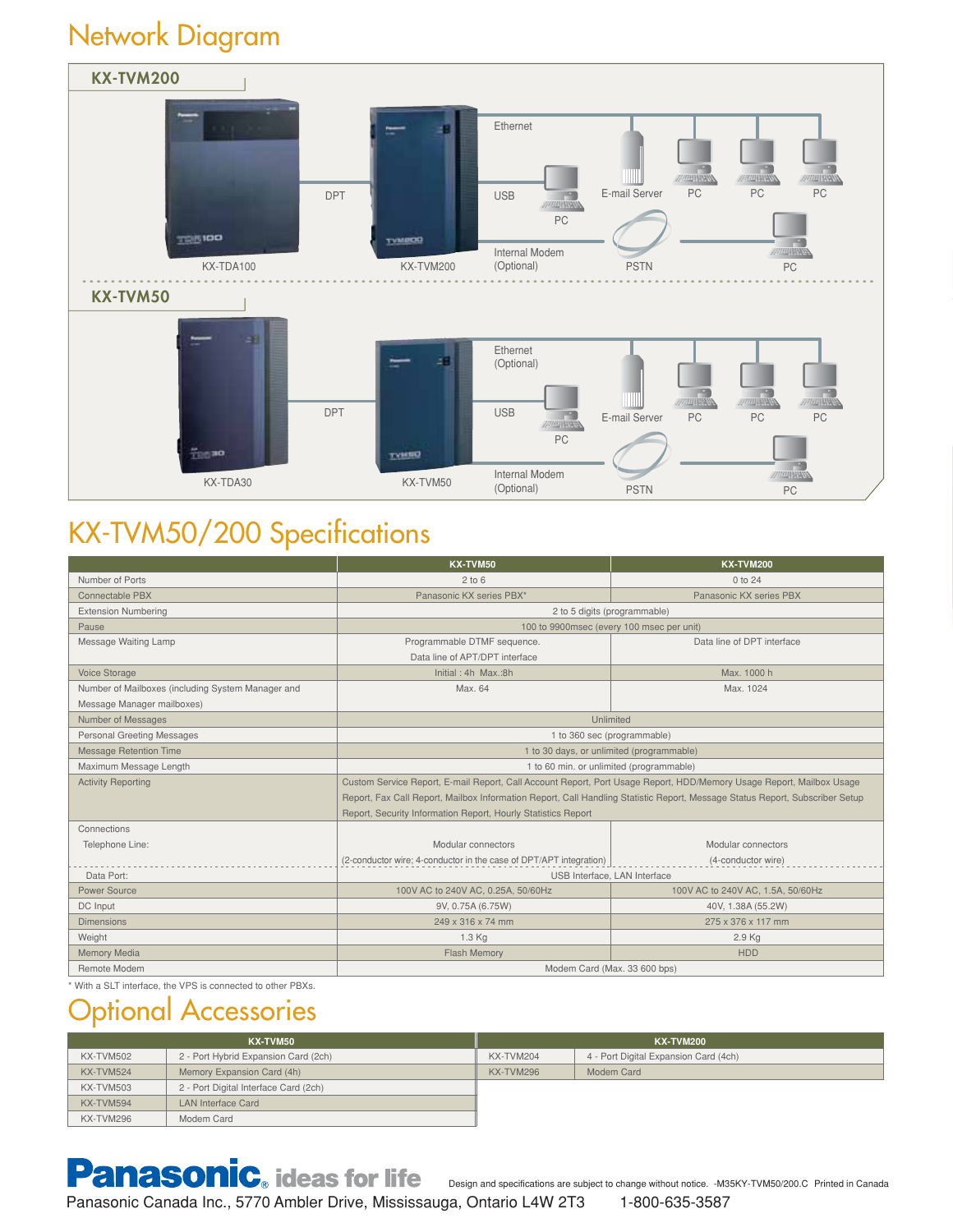# Network Diagram

## KX-TVM200

KX-TDA100
DPT
KX-TVM200
Ethernet
USB
PC
E-mail Server
PC
PC
PC
Internal Modem
(Optional)
PSTN
PC

## KX-TVM50

KX-TDA30
DPT
KX-TVM50
Ethernet
(Optional)
USB
PC
E-mail Server
PC
PC
PC
Internal Modem
(Optional)
PSTN
PC

# KX-TVM50/200 Specifications

| | KX-TVM50 | KX-TVM200 |
|---|---|---|
| Number of Ports | 2 to 6 | 0 to 24 |
| Connectable PBX | Panasonic KX series PBX* | Panasonic KX series PBX |
| Extension Numbering | 2 to 5 digits (programmable) | |
| Pause | 100 to 9900msec (every 100 msec per unit) | |
| Message Waiting Lamp | Programmable DTMF sequence. Data line of APT/DPT interface | Data line of DPT interface |
| Voice Storage | Initial : 4h Max.:8h | Max. 1000 h |
| Number of Mailboxes (including System Manager and Message Manager mailboxes) | Max. 64 | Max. 1024 |
| Number of Messages | Unlimited | |
| Personal Greeting Messages | 1 to 360 sec (programmable) | |
| Message Retention Time | 1 to 30 days, or unlimited (programmable) | |
| Maximum Message Length | 1 to 60 min. or unlimited (programmable) | |
| Activity Reporting | Custom Service Report, E-mail Report, Call Account Report, Port Usage Report, HDD/Memory Usage Report, Mailbox Usage Report, Fax Call Report, Mailbox Information Report, Call Handling Statistic Report, Message Status Report, Subscriber Setup Report, Security Information Report, Hourly Statistics Report | |
| Connections<br>Telephone Line: | Modular connectors<br>(2-conductor wire; 4-conductor in the case of DPT/APT integration) | Modular connectors<br>(4-conductor wire) |
| Data Port: | USB Interface, LAN Interface | |
| Power Source | 100V AC to 240V AC, 0.25A, 50/60Hz | 100V AC to 240V AC, 1.5A, 50/60Hz |
| DC Input | 9V, 0.75A (6.75W) | 40V, 1.38A (55.2W) |
| Dimensions | 249 x 316 x 74 mm | 275 x 376 x 117 mm |
| Weight | 1.3 Kg | 2.9 Kg |
| Memory Media | Flash Memory | HDD |
| Remote Modem | Modem Card (Max. 33 600 bps) | |

\* With a SLT interface, the VPS is connected to other PBXs.

# Optional Accessories

| KX-TVM50 | |
|---|---|
| KX-TVM502 | 2 - Port Hybrid Expansion Card (2ch) |
| KX-TVM524 | Memory Expansion Card (4h) |
| KX-TVM503 | 2 - Port Digital Interface Card (2ch) |
| KX-TVM594 | LAN Interface Card |
| KX-TVM296 | Modem Card |

| KX-TVM200 | |
|---|---|
| KX-TVM204 | 4 - Port Digital Expansion Card (4ch) |
| KX-TVM296 | Modem Card |

**Panasonic** ideas for life

Design and specifications are subject to change without notice. -M35KY-TVM50/200.C Printed in Canada

Panasonic Canada Inc., 5770 Ambler Drive, Mississauga, Ontario L4W 2T3 1-800-635-3587